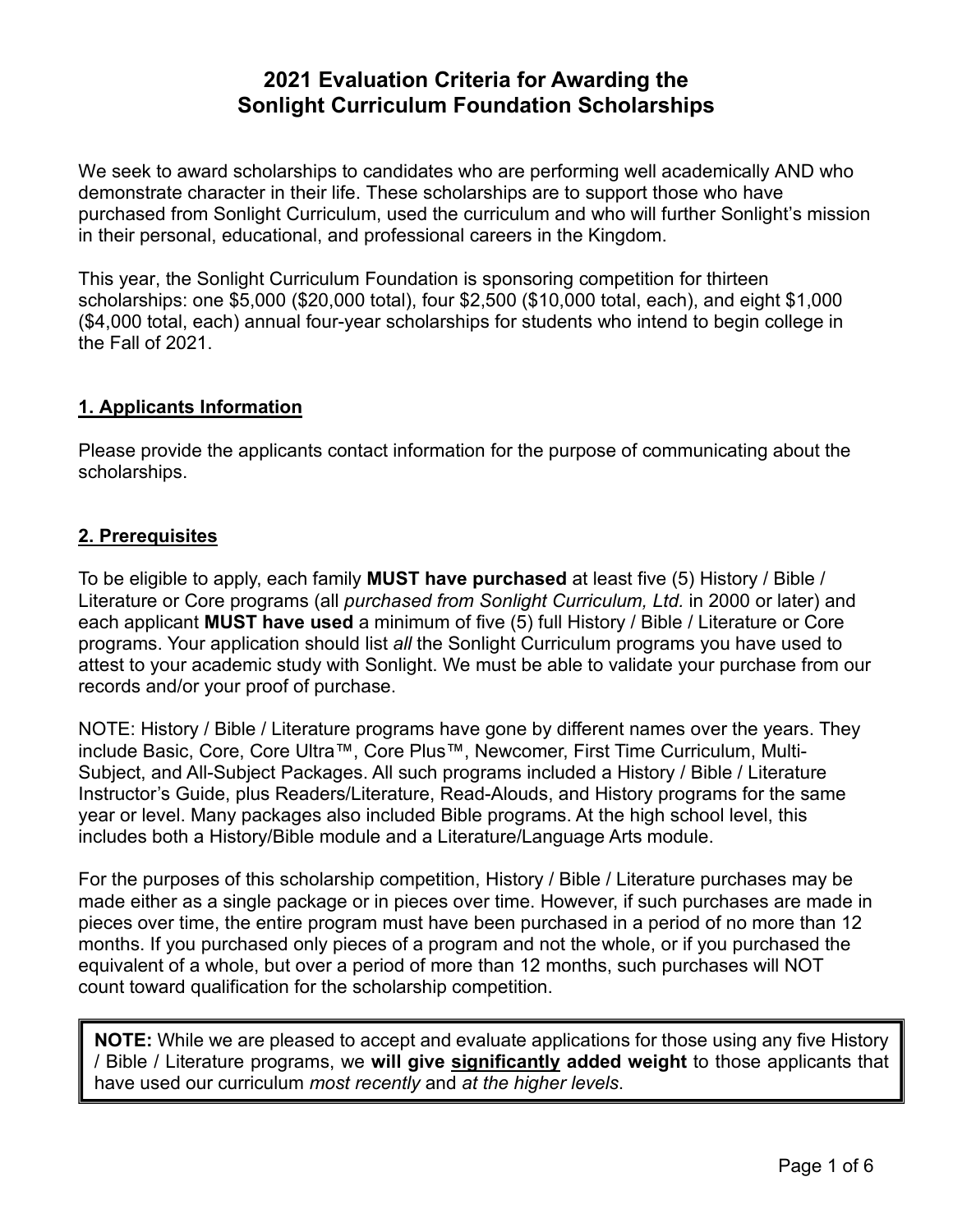# 2021 Evaluation Criteria for Awarding the Sonlight Curriculum Foundation Scholarships

We seek to award scholarships to candidates who are performing well academically AND who demonstrate character in their life. These scholarships are to support those who have purchased from Sonlight Curriculum, used the curriculum and who will further Sonlight's mission in their personal, educational, and professional careers in the Kingdom.

This year, the Sonlight Curriculum Foundation is sponsoring competition for thirteen scholarships: one $5,000 ($20,000 total), four $2,500 ($10,000 total, each), and eight $1,000 ($4,000 total, each) annual four-year scholarships for students who intend to begin college in the Fall of 2021.

## 1. Applicants Information

Please provide the applicants contact information for the purpose of communicating about the scholarships.

## 2. Prerequisites

To be eligible to apply, each family **MUST have purchased** at least five (5) History / Bible / Literature or Core programs (all *purchased from Sonlight Curriculum, Ltd.* in 2000 or later) and each applicant **MUST have used** a minimum of five (5) full History / Bible / Literature or Core programs. Your application should list *all* the Sonlight Curriculum programs you have used to attest to your academic study with Sonlight. We must be able to validate your purchase from our records and/or your proof of purchase.

NOTE: History / Bible / Literature programs have gone by different names over the years. They include Basic, Core, Core Ultra™, Core Plus™, Newcomer, First Time Curriculum, Multi-Subject, and All-Subject Packages. All such programs included a History / Bible / Literature Instructor's Guide, plus Readers/Literature, Read-Alouds, and History programs for the same year or level. Many packages also included Bible programs. At the high school level, this includes both a History/Bible module and a Literature/Language Arts module.

For the purposes of this scholarship competition, History / Bible / Literature purchases may be made either as a single package or in pieces over time. However, if such purchases are made in pieces over time, the entire program must have been purchased in a period of no more than 12 months. If you purchased only pieces of a program and not the whole, or if you purchased the equivalent of a whole, but over a period of more than 12 months, such purchases will NOT count toward qualification for the scholarship competition.

> **NOTE:** While we are pleased to accept and evaluate applications for those using any five History / Bible / Literature programs, we **will give <u>significantly</u> added weight** to those applicants that have used our curriculum *most recently* and *at the higher levels*.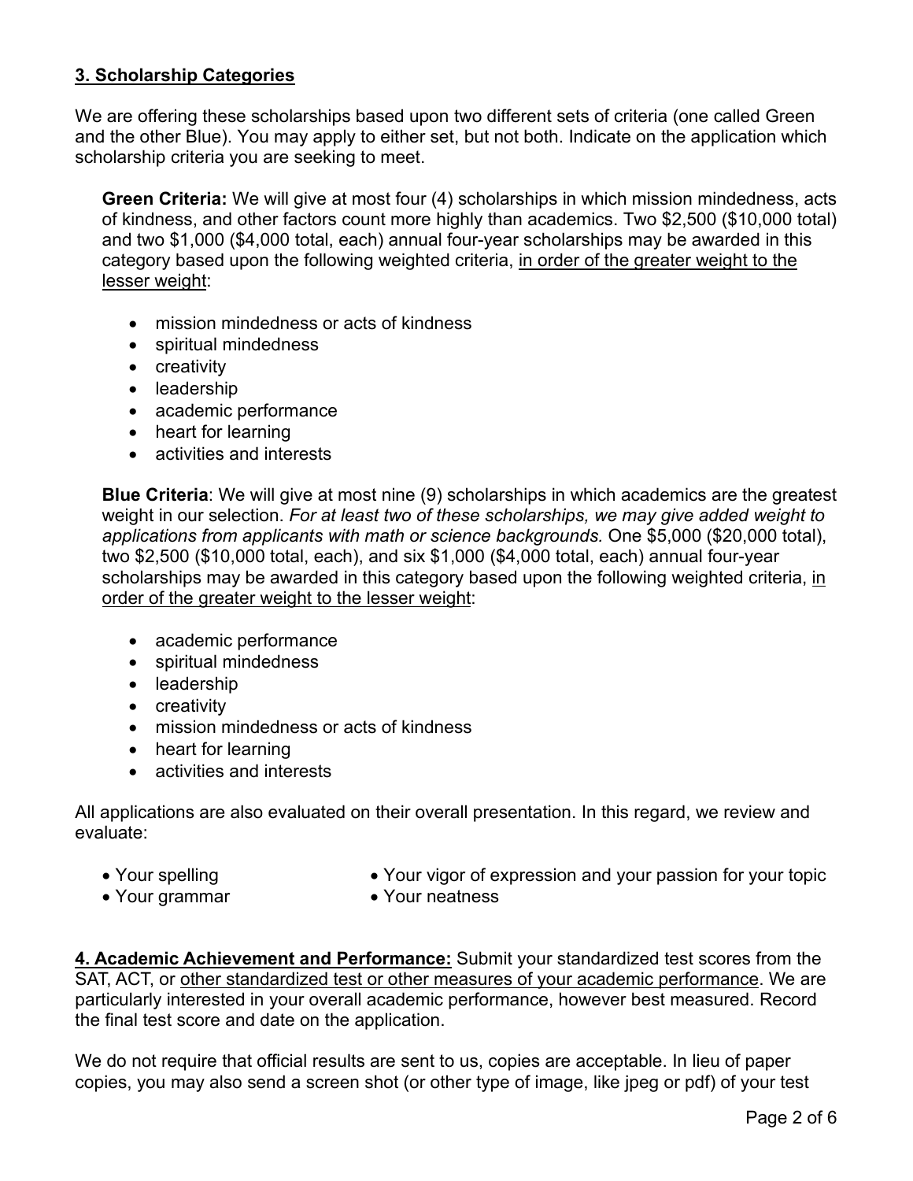**3. Scholarship Categories**

We are offering these scholarships based upon two different sets of criteria (one called Green and the other Blue). You may apply to either set, but not both. Indicate on the application which scholarship criteria you are seeking to meet.

**Green Criteria:** We will give at most four (4) scholarships in which mission mindedness, acts of kindness, and other factors count more highly than academics. Two $2,500 ($10,000 total) and two $1,000 ($4,000 total, each) annual four-year scholarships may be awarded in this category based upon the following weighted criteria, <u>in order of the greater weight to the lesser weight</u>:

- mission mindedness or acts of kindness
- spiritual mindedness
- creativity
- leadership
- academic performance
- heart for learning
- activities and interests

**Blue Criteria**: We will give at most nine (9) scholarships in which academics are the greatest weight in our selection. *For at least two of these scholarships, we may give added weight to applications from applicants with math or science backgrounds.* One $5,000 ($20,000 total), two $2,500 ($10,000 total, each), and six $1,000 ($4,000 total, each) annual four-year scholarships may be awarded in this category based upon the following weighted criteria, <u>in order of the greater weight to the lesser weight</u>:

- academic performance
- spiritual mindedness
- leadership
- creativity
- mission mindedness or acts of kindness
- heart for learning
- activities and interests

All applications are also evaluated on their overall presentation. In this regard, we review and evaluate:

- Your spelling
- Your grammar
- Your vigor of expression and your passion for your topic
- Your neatness

**<u>4. Academic Achievement and Performance:</u>** Submit your standardized test scores from the SAT, ACT, or <u>other standardized test or other measures of your academic performance</u>. We are particularly interested in your overall academic performance, however best measured. Record the final test score and date on the application.

We do not require that official results are sent to us, copies are acceptable. In lieu of paper copies, you may also send a screen shot (or other type of image, like jpeg or pdf) of your test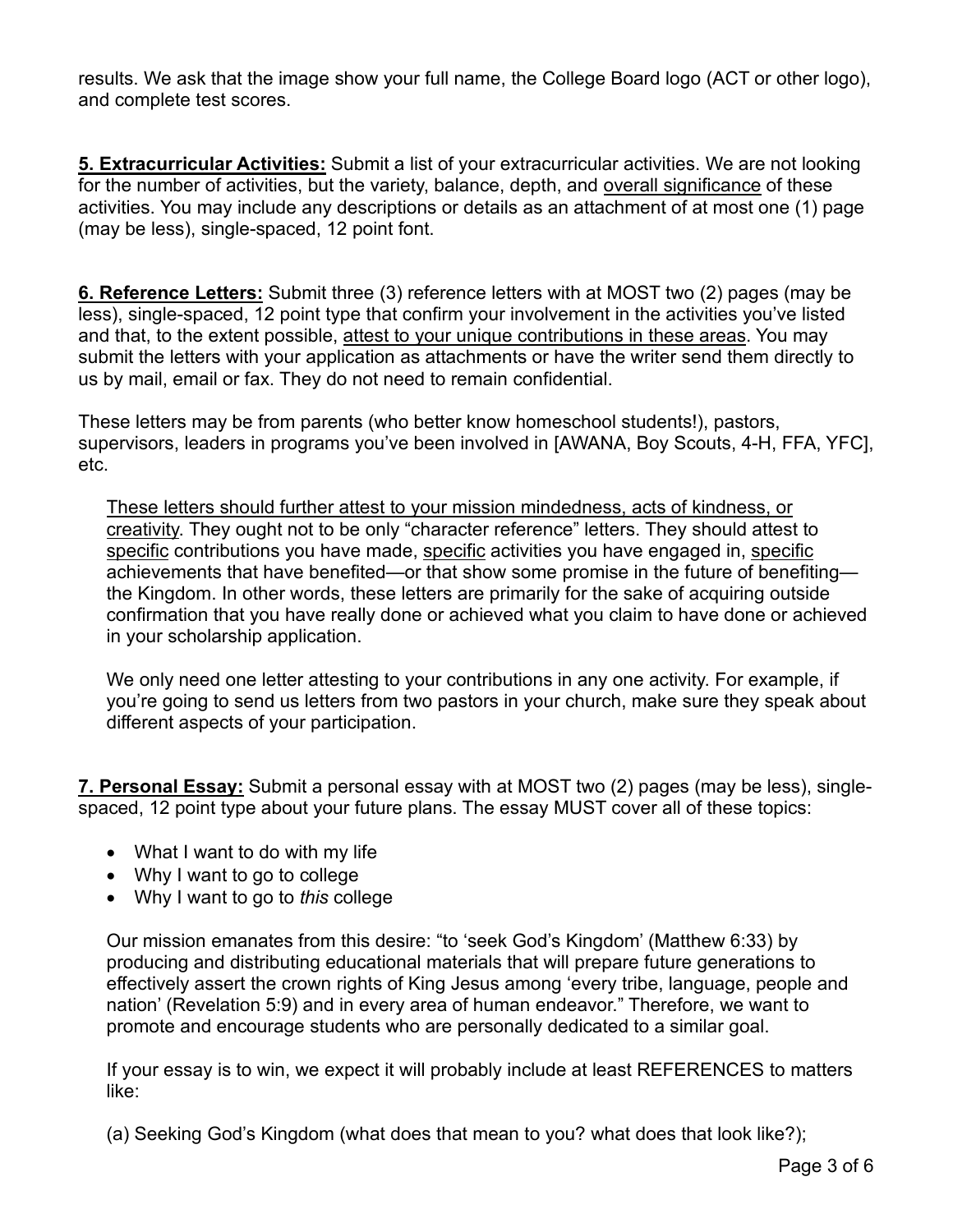results. We ask that the image show your full name, the College Board logo (ACT or other logo), and complete test scores.

**5. Extracurricular Activities:** Submit a list of your extracurricular activities. We are not looking for the number of activities, but the variety, balance, depth, and overall significance of these activities. You may include any descriptions or details as an attachment of at most one (1) page (may be less), single-spaced, 12 point font.

**6. Reference Letters:** Submit three (3) reference letters with at MOST two (2) pages (may be less), single-spaced, 12 point type that confirm your involvement in the activities you've listed and that, to the extent possible, attest to your unique contributions in these areas. You may submit the letters with your application as attachments or have the writer send them directly to us by mail, email or fax. They do not need to remain confidential.

These letters may be from parents (who better know homeschool students!), pastors, supervisors, leaders in programs you've been involved in [AWANA, Boy Scouts, 4-H, FFA, YFC], etc.

> These letters should further attest to your mission mindedness, acts of kindness, or creativity. They ought not to be only "character reference" letters. They should attest to specific contributions you have made, specific activities you have engaged in, specific achievements that have benefited—or that show some promise in the future of benefiting—the Kingdom. In other words, these letters are primarily for the sake of acquiring outside confirmation that you have really done or achieved what you claim to have done or achieved in your scholarship application.
>
> We only need one letter attesting to your contributions in any one activity. For example, if you're going to send us letters from two pastors in your church, make sure they speak about different aspects of your participation.

**7. Personal Essay:** Submit a personal essay with at MOST two (2) pages (may be less), single-spaced, 12 point type about your future plans. The essay MUST cover all of these topics:

- What I want to do with my life
- Why I want to go to college
- Why I want to go to *this* college

> Our mission emanates from this desire: "to 'seek God's Kingdom' (Matthew 6:33) by producing and distributing educational materials that will prepare future generations to effectively assert the crown rights of King Jesus among 'every tribe, language, people and nation' (Revelation 5:9) and in every area of human endeavor." Therefore, we want to promote and encourage students who are personally dedicated to a similar goal.
>
> If your essay is to win, we expect it will probably include at least REFERENCES to matters like:
>
> (a) Seeking God's Kingdom (what does that mean to you? what does that look like?);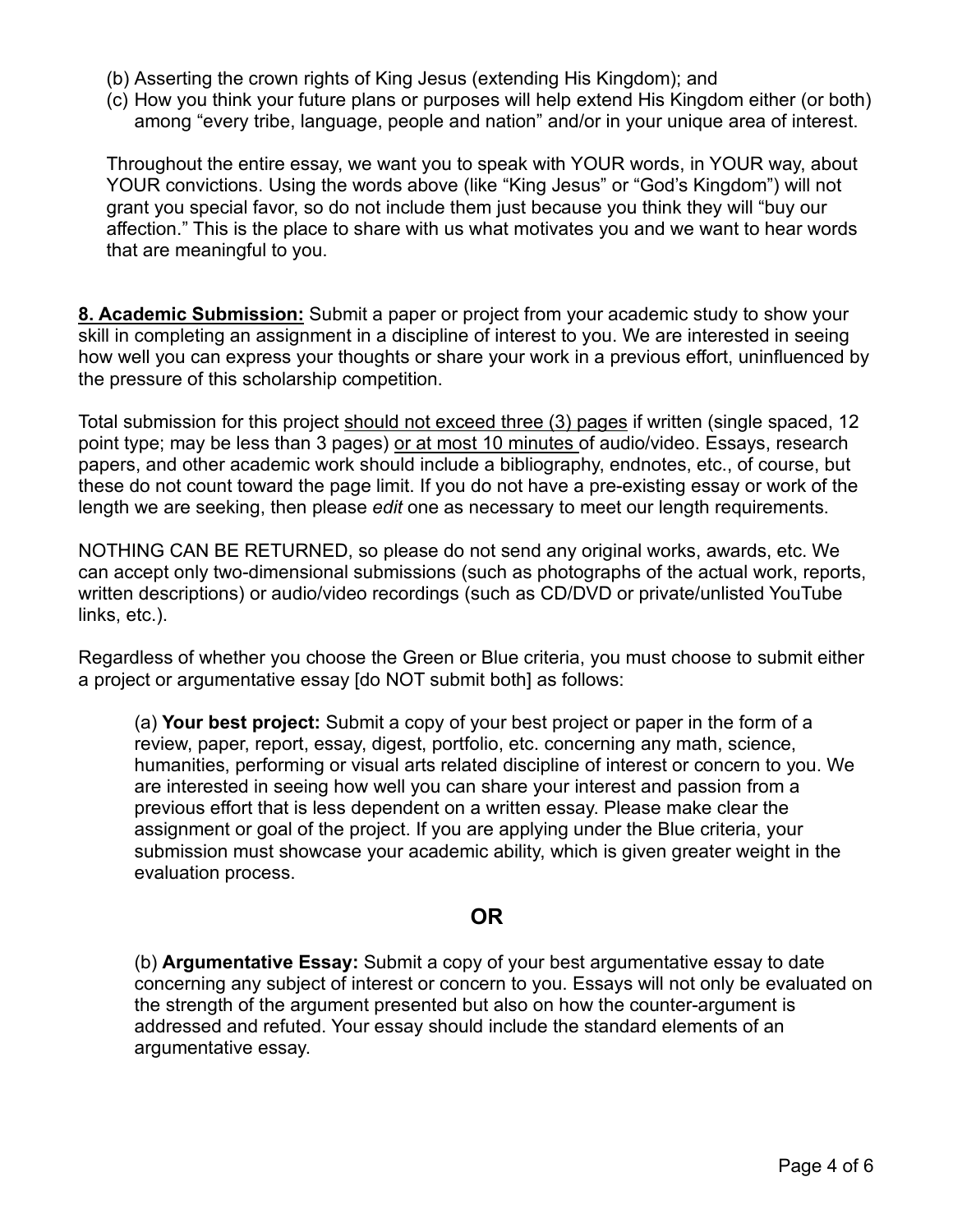(b) Asserting the crown rights of King Jesus (extending His Kingdom); and
(c) How you think your future plans or purposes will help extend His Kingdom either (or both) among "every tribe, language, people and nation" and/or in your unique area of interest.

Throughout the entire essay, we want you to speak with YOUR words, in YOUR way, about YOUR convictions. Using the words above (like "King Jesus" or "God's Kingdom") will not grant you special favor, so do not include them just because you think they will "buy our affection." This is the place to share with us what motivates you and we want to hear words that are meaningful to you.

**8. Academic Submission:** Submit a paper or project from your academic study to show your skill in completing an assignment in a discipline of interest to you. We are interested in seeing how well you can express your thoughts or share your work in a previous effort, uninfluenced by the pressure of this scholarship competition.

Total submission for this project should not exceed three (3) pages if written (single spaced, 12 point type; may be less than 3 pages) or at most 10 minutes of audio/video. Essays, research papers, and other academic work should include a bibliography, endnotes, etc., of course, but these do not count toward the page limit. If you do not have a pre-existing essay or work of the length we are seeking, then please *edit* one as necessary to meet our length requirements.

NOTHING CAN BE RETURNED, so please do not send any original works, awards, etc. We can accept only two-dimensional submissions (such as photographs of the actual work, reports, written descriptions) or audio/video recordings (such as CD/DVD or private/unlisted YouTube links, etc.).

Regardless of whether you choose the Green or Blue criteria, you must choose to submit either a project or argumentative essay [do NOT submit both] as follows:

(a) **Your best project:** Submit a copy of your best project or paper in the form of a review, paper, report, essay, digest, portfolio, etc. concerning any math, science, humanities, performing or visual arts related discipline of interest or concern to you. We are interested in seeing how well you can share your interest and passion from a previous effort that is less dependent on a written essay. Please make clear the assignment or goal of the project. If you are applying under the Blue criteria, your submission must showcase your academic ability, which is given greater weight in the evaluation process.

**OR**

(b) **Argumentative Essay:** Submit a copy of your best argumentative essay to date concerning any subject of interest or concern to you. Essays will not only be evaluated on the strength of the argument presented but also on how the counter-argument is addressed and refuted. Your essay should include the standard elements of an argumentative essay.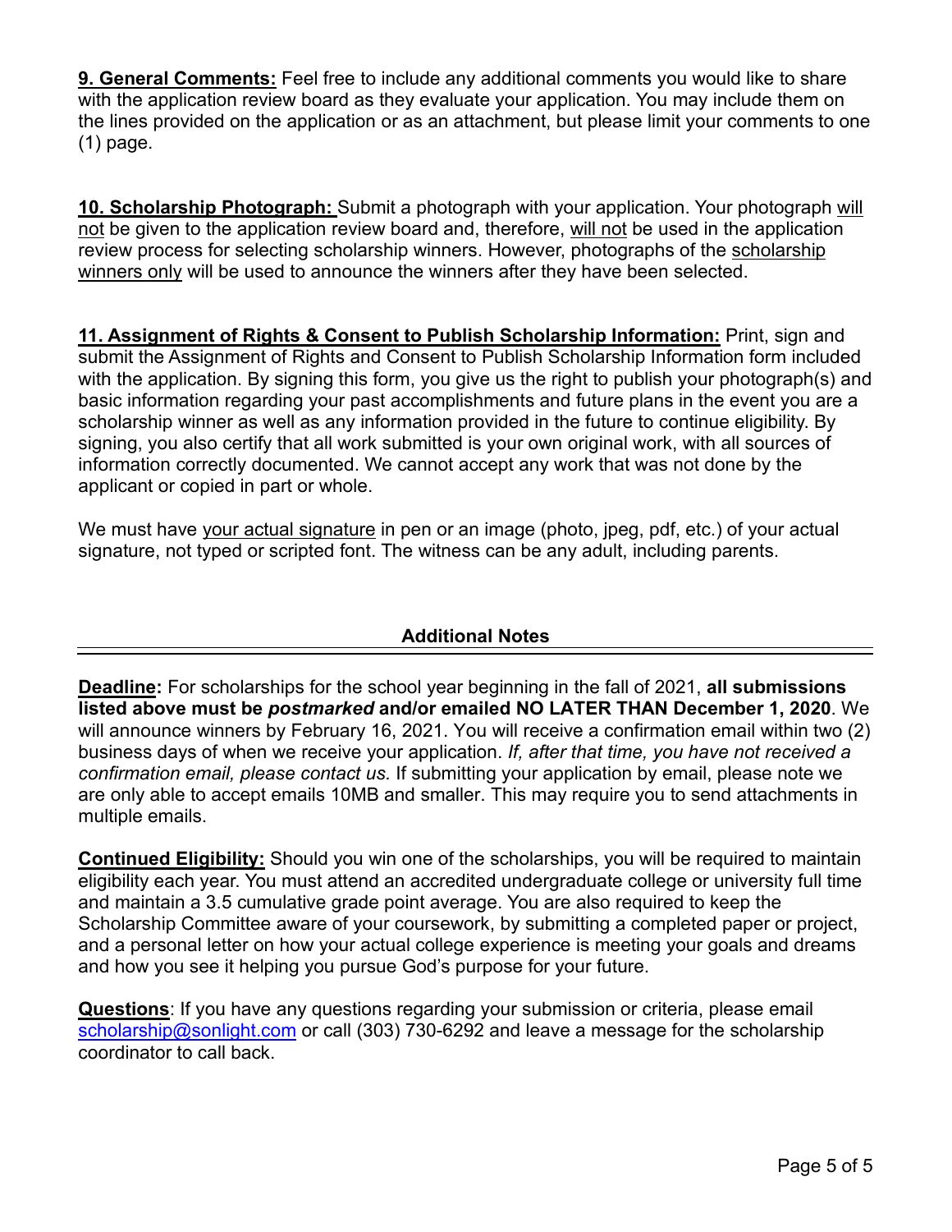**9. General Comments:** Feel free to include any additional comments you would like to share with the application review board as they evaluate your application. You may include them on the lines provided on the application or as an attachment, but please limit your comments to one (1) page.

**10. Scholarship Photograph:** Submit a photograph with your application. Your photograph will not be given to the application review board and, therefore, will not be used in the application review process for selecting scholarship winners. However, photographs of the scholarship winners only will be used to announce the winners after they have been selected.

**11. Assignment of Rights & Consent to Publish Scholarship Information:** Print, sign and submit the Assignment of Rights and Consent to Publish Scholarship Information form included with the application. By signing this form, you give us the right to publish your photograph(s) and basic information regarding your past accomplishments and future plans in the event you are a scholarship winner as well as any information provided in the future to continue eligibility. By signing, you also certify that all work submitted is your own original work, with all sources of information correctly documented. We cannot accept any work that was not done by the applicant or copied in part or whole.

We must have your actual signature in pen or an image (photo, jpeg, pdf, etc.) of your actual signature, not typed or scripted font. The witness can be any adult, including parents.

## Additional Notes

**Deadline:** For scholarships for the school year beginning in the fall of 2021, **all submissions listed above must be *postmarked* and/or emailed NO LATER THAN December 1, 2020**. We will announce winners by February 16, 2021. You will receive a confirmation email within two (2) business days of when we receive your application. *If, after that time, you have not received a confirmation email, please contact us.* If submitting your application by email, please note we are only able to accept emails 10MB and smaller. This may require you to send attachments in multiple emails.

**Continued Eligibility:** Should you win one of the scholarships, you will be required to maintain eligibility each year. You must attend an accredited undergraduate college or university full time and maintain a 3.5 cumulative grade point average. You are also required to keep the Scholarship Committee aware of your coursework, by submitting a completed paper or project, and a personal letter on how your actual college experience is meeting your goals and dreams and how you see it helping you pursue God's purpose for your future.

**Questions**: If you have any questions regarding your submission or criteria, please email scholarship@sonlight.com or call (303) 730-6292 and leave a message for the scholarship coordinator to call back.